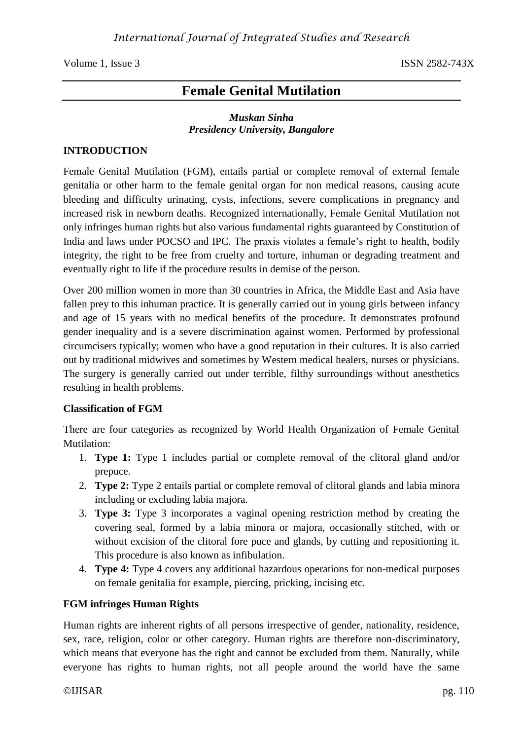# Female Genital Mutilation

***Muskan Sinha***
***Presidency University, Bangalore***

## INTRODUCTION

Female Genital Mutilation (FGM), entails partial or complete removal of external female genitalia or other harm to the female genital organ for non medical reasons, causing acute bleeding and difficulty urinating, cysts, infections, severe complications in pregnancy and increased risk in newborn deaths. Recognized internationally, Female Genital Mutilation not only infringes human rights but also various fundamental rights guaranteed by Constitution of India and laws under POCSO and IPC. The praxis violates a female's right to health, bodily integrity, the right to be free from cruelty and torture, inhuman or degrading treatment and eventually right to life if the procedure results in demise of the person.

Over 200 million women in more than 30 countries in Africa, the Middle East and Asia have fallen prey to this inhuman practice. It is generally carried out in young girls between infancy and age of 15 years with no medical benefits of the procedure. It demonstrates profound gender inequality and is a severe discrimination against women. Performed by professional circumcisers typically; women who have a good reputation in their cultures. It is also carried out by traditional midwives and sometimes by Western medical healers, nurses or physicians. The surgery is generally carried out under terrible, filthy surroundings without anesthetics resulting in health problems.

### Classification of FGM

There are four categories as recognized by World Health Organization of Female Genital Mutilation:

1. **Type 1:** Type 1 includes partial or complete removal of the clitoral gland and/or prepuce.
2. **Type 2:** Type 2 entails partial or complete removal of clitoral glands and labia minora including or excluding labia majora.
3. **Type 3:** Type 3 incorporates a vaginal opening restriction method by creating the covering seal, formed by a labia minora or majora, occasionally stitched, with or without excision of the clitoral fore puce and glands, by cutting and repositioning it. This procedure is also known as infibulation.
4. **Type 4:** Type 4 covers any additional hazardous operations for non-medical purposes on female genitalia for example, piercing, pricking, incising etc.

### FGM infringes Human Rights

Human rights are inherent rights of all persons irrespective of gender, nationality, residence, sex, race, religion, color or other category. Human rights are therefore non-discriminatory, which means that everyone has the right and cannot be excluded from them. Naturally, while everyone has rights to human rights, not all people around the world have the same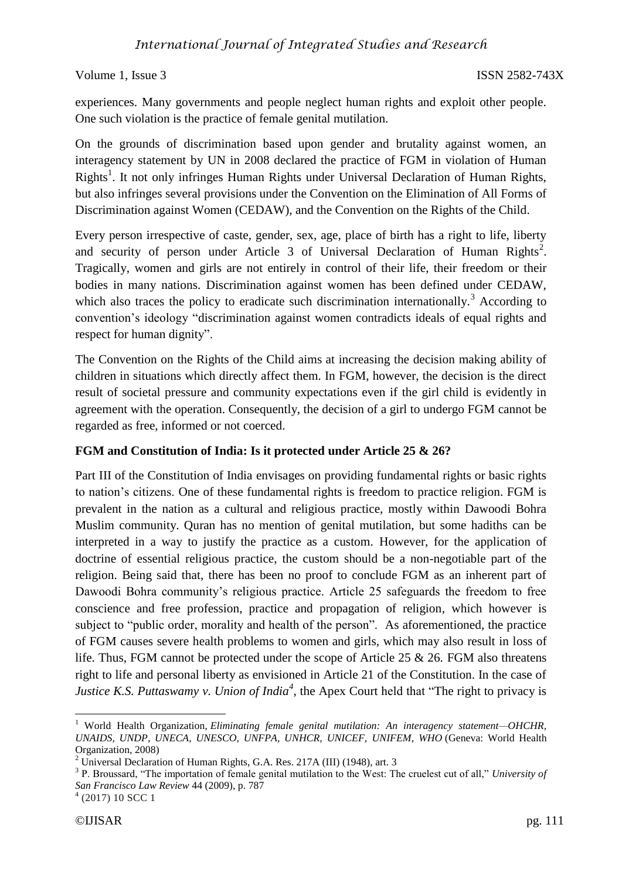experiences. Many governments and people neglect human rights and exploit other people. One such violation is the practice of female genital mutilation.

On the grounds of discrimination based upon gender and brutality against women, an interagency statement by UN in 2008 declared the practice of FGM in violation of Human Rights[1]. It not only infringes Human Rights under Universal Declaration of Human Rights, but also infringes several provisions under the Convention on the Elimination of All Forms of Discrimination against Women (CEDAW), and the Convention on the Rights of the Child.

Every person irrespective of caste, gender, sex, age, place of birth has a right to life, liberty and security of person under Article 3 of Universal Declaration of Human Rights[2]. Tragically, women and girls are not entirely in control of their life, their freedom or their bodies in many nations. Discrimination against women has been defined under CEDAW, which also traces the policy to eradicate such discrimination internationally.[3] According to convention's ideology "discrimination against women contradicts ideals of equal rights and respect for human dignity".

The Convention on the Rights of the Child aims at increasing the decision making ability of children in situations which directly affect them. In FGM, however, the decision is the direct result of societal pressure and community expectations even if the girl child is evidently in agreement with the operation. Consequently, the decision of a girl to undergo FGM cannot be regarded as free, informed or not coerced.

**FGM and Constitution of India: Is it protected under Article 25 & 26?**

Part III of the Constitution of India envisages on providing fundamental rights or basic rights to nation's citizens. One of these fundamental rights is freedom to practice religion. FGM is prevalent in the nation as a cultural and religious practice, mostly within Dawoodi Bohra Muslim community. Quran has no mention of genital mutilation, but some hadiths can be interpreted in a way to justify the practice as a custom. However, for the application of doctrine of essential religious practice, the custom should be a non-negotiable part of the religion. Being said that, there has been no proof to conclude FGM as an inherent part of Dawoodi Bohra community's religious practice. Article 25 safeguards the freedom to free conscience and free profession, practice and propagation of religion, which however is subject to "public order, morality and health of the person". As aforementioned, the practice of FGM causes severe health problems to women and girls, which may also result in loss of life. Thus, FGM cannot be protected under the scope of Article 25 & 26. FGM also threatens right to life and personal liberty as envisioned in Article 21 of the Constitution. In the case of *Justice K.S. Puttaswamy v. Union of India*[4], the Apex Court held that "The right to privacy is

---

[1] World Health Organization, *Eliminating female genital mutilation: An interagency statement—OHCHR, UNAIDS, UNDP, UNECA, UNESCO, UNFPA, UNHCR, UNICEF, UNIFEM, WHO* (Geneva: World Health Organization, 2008)

[2] Universal Declaration of Human Rights, G.A. Res. 217A (III) (1948), art. 3

[3] P. Broussard, "The importation of female genital mutilation to the West: The cruelest cut of all," *University of San Francisco Law Review* 44 (2009), p. 787

[4] (2017) 10 SCC 1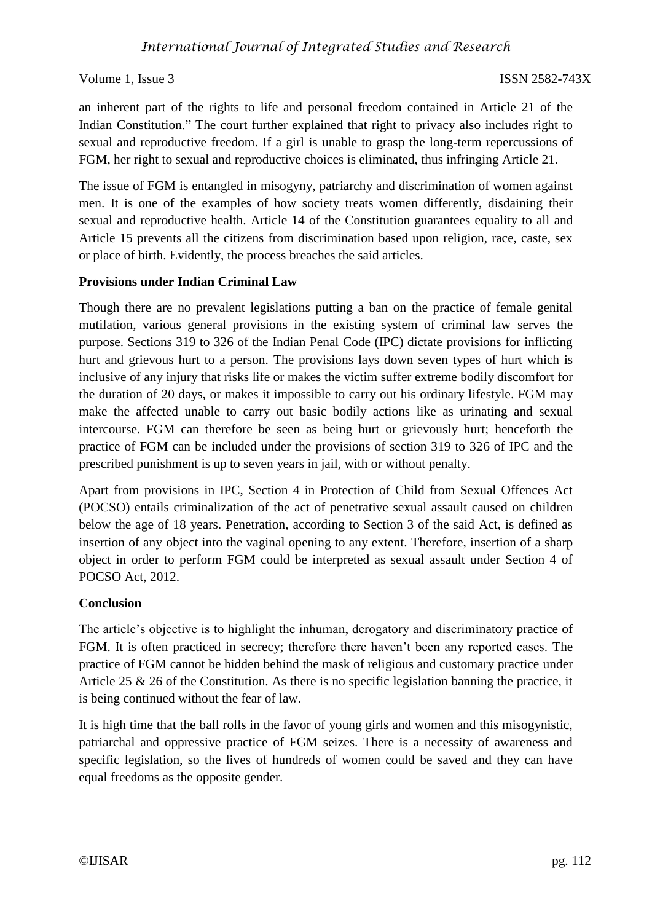an inherent part of the rights to life and personal freedom contained in Article 21 of the Indian Constitution." The court further explained that right to privacy also includes right to sexual and reproductive freedom. If a girl is unable to grasp the long-term repercussions of FGM, her right to sexual and reproductive choices is eliminated, thus infringing Article 21.

The issue of FGM is entangled in misogyny, patriarchy and discrimination of women against men. It is one of the examples of how society treats women differently, disdaining their sexual and reproductive health. Article 14 of the Constitution guarantees equality to all and Article 15 prevents all the citizens from discrimination based upon religion, race, caste, sex or place of birth. Evidently, the process breaches the said articles.

**Provisions under Indian Criminal Law**

Though there are no prevalent legislations putting a ban on the practice of female genital mutilation, various general provisions in the existing system of criminal law serves the purpose. Sections 319 to 326 of the Indian Penal Code (IPC) dictate provisions for inflicting hurt and grievous hurt to a person. The provisions lays down seven types of hurt which is inclusive of any injury that risks life or makes the victim suffer extreme bodily discomfort for the duration of 20 days, or makes it impossible to carry out his ordinary lifestyle. FGM may make the affected unable to carry out basic bodily actions like as urinating and sexual intercourse. FGM can therefore be seen as being hurt or grievously hurt; henceforth the practice of FGM can be included under the provisions of section 319 to 326 of IPC and the prescribed punishment is up to seven years in jail, with or without penalty.

Apart from provisions in IPC, Section 4 in Protection of Child from Sexual Offences Act (POCSO) entails criminalization of the act of penetrative sexual assault caused on children below the age of 18 years. Penetration, according to Section 3 of the said Act, is defined as insertion of any object into the vaginal opening to any extent. Therefore, insertion of a sharp object in order to perform FGM could be interpreted as sexual assault under Section 4 of POCSO Act, 2012.

**Conclusion**

The article's objective is to highlight the inhuman, derogatory and discriminatory practice of FGM. It is often practiced in secrecy; therefore there haven't been any reported cases. The practice of FGM cannot be hidden behind the mask of religious and customary practice under Article 25 & 26 of the Constitution. As there is no specific legislation banning the practice, it is being continued without the fear of law.

It is high time that the ball rolls in the favor of young girls and women and this misogynistic, patriarchal and oppressive practice of FGM seizes. There is a necessity of awareness and specific legislation, so the lives of hundreds of women could be saved and they can have equal freedoms as the opposite gender.